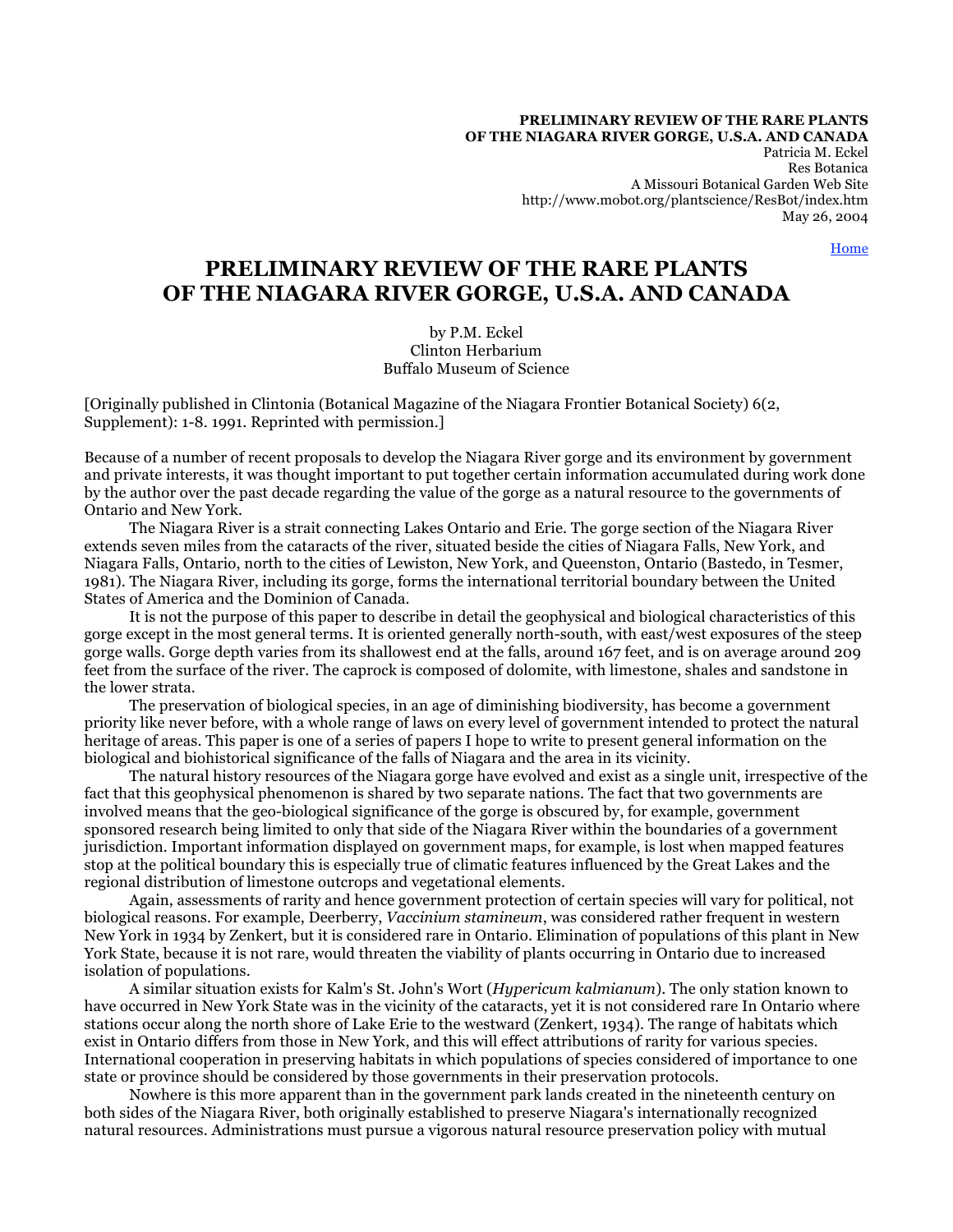**PRELIMINARY REVIEW OF THE RARE PLANTS OF THE NIAGARA RIVER GORGE, U.S.A. AND CANADA**
Patricia M. Eckel
Res Botanica
A Missouri Botanical Garden Web Site
http://www.mobot.org/plantscience/ResBot/index.htm
May 26, 2004

Home

# PRELIMINARY REVIEW OF THE RARE PLANTS OF THE NIAGARA RIVER GORGE, U.S.A. AND CANADA

by P.M. Eckel
Clinton Herbarium
Buffalo Museum of Science

[Originally published in Clintonia (Botanical Magazine of the Niagara Frontier Botanical Society) 6(2, Supplement): 1-8. 1991. Reprinted with permission.]

Because of a number of recent proposals to develop the Niagara River gorge and its environment by government and private interests, it was thought important to put together certain information accumulated during work done by the author over the past decade regarding the value of the gorge as a natural resource to the governments of Ontario and New York.

The Niagara River is a strait connecting Lakes Ontario and Erie. The gorge section of the Niagara River extends seven miles from the cataracts of the river, situated beside the cities of Niagara Falls, New York, and Niagara Falls, Ontario, north to the cities of Lewiston, New York, and Queenston, Ontario (Bastedo, in Tesmer, 1981). The Niagara River, including its gorge, forms the international territorial boundary between the United States of America and the Dominion of Canada.

It is not the purpose of this paper to describe in detail the geophysical and biological characteristics of this gorge except in the most general terms. It is oriented generally north-south, with east/west exposures of the steep gorge walls. Gorge depth varies from its shallowest end at the falls, around 167 feet, and is on average around 209 feet from the surface of the river. The caprock is composed of dolomite, with limestone, shales and sandstone in the lower strata.

The preservation of biological species, in an age of diminishing biodiversity, has become a government priority like never before, with a whole range of laws on every level of government intended to protect the natural heritage of areas. This paper is one of a series of papers I hope to write to present general information on the biological and biohistorical significance of the falls of Niagara and the area in its vicinity.

The natural history resources of the Niagara gorge have evolved and exist as a single unit, irrespective of the fact that this geophysical phenomenon is shared by two separate nations. The fact that two governments are involved means that the geo-biological significance of the gorge is obscured by, for example, government sponsored research being limited to only that side of the Niagara River within the boundaries of a government jurisdiction. Important information displayed on government maps, for example, is lost when mapped features stop at the political boundary this is especially true of climatic features influenced by the Great Lakes and the regional distribution of limestone outcrops and vegetational elements.

Again, assessments of rarity and hence government protection of certain species will vary for political, not biological reasons. For example, Deerberry, *Vaccinium stamineum*, was considered rather frequent in western New York in 1934 by Zenkert, but it is considered rare in Ontario. Elimination of populations of this plant in New York State, because it is not rare, would threaten the viability of plants occurring in Ontario due to increased isolation of populations.

A similar situation exists for Kalm's St. John's Wort (*Hypericum kalmianum*). The only station known to have occurred in New York State was in the vicinity of the cataracts, yet it is not considered rare In Ontario where stations occur along the north shore of Lake Erie to the westward (Zenkert, 1934). The range of habitats which exist in Ontario differs from those in New York, and this will effect attributions of rarity for various species. International cooperation in preserving habitats in which populations of species considered of importance to one state or province should be considered by those governments in their preservation protocols.

Nowhere is this more apparent than in the government park lands created in the nineteenth century on both sides of the Niagara River, both originally established to preserve Niagara's internationally recognized natural resources. Administrations must pursue a vigorous natural resource preservation policy with mutual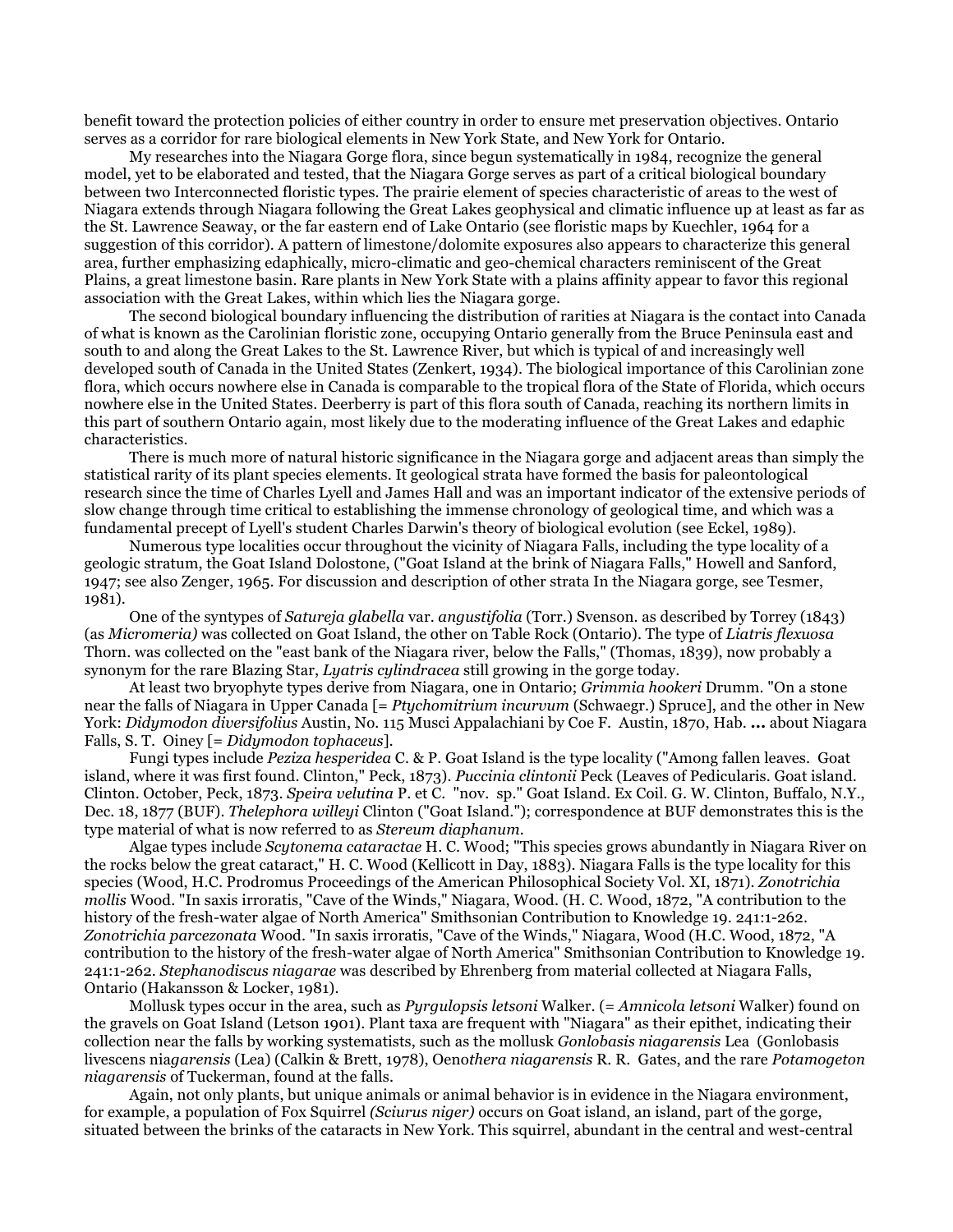benefit toward the protection policies of either country in order to ensure met preservation objectives. Ontario serves as a corridor for rare biological elements in New York State, and New York for Ontario.

My researches into the Niagara Gorge flora, since begun systematically in 1984, recognize the general model, yet to be elaborated and tested, that the Niagara Gorge serves as part of a critical biological boundary between two Interconnected floristic types. The prairie element of species characteristic of areas to the west of Niagara extends through Niagara following the Great Lakes geophysical and climatic influence up at least as far as the St. Lawrence Seaway, or the far eastern end of Lake Ontario (see floristic maps by Kuechler, 1964 for a suggestion of this corridor). A pattern of limestone/dolomite exposures also appears to characterize this general area, further emphasizing edaphically, micro-climatic and geo-chemical characters reminiscent of the Great Plains, a great limestone basin. Rare plants in New York State with a plains affinity appear to favor this regional association with the Great Lakes, within which lies the Niagara gorge.

The second biological boundary influencing the distribution of rarities at Niagara is the contact into Canada of what is known as the Carolinian floristic zone, occupying Ontario generally from the Bruce Peninsula east and south to and along the Great Lakes to the St. Lawrence River, but which is typical of and increasingly well developed south of Canada in the United States (Zenkert, 1934). The biological importance of this Carolinian zone flora, which occurs nowhere else in Canada is comparable to the tropical flora of the State of Florida, which occurs nowhere else in the United States. Deerberry is part of this flora south of Canada, reaching its northern limits in this part of southern Ontario again, most likely due to the moderating influence of the Great Lakes and edaphic characteristics.

There is much more of natural historic significance in the Niagara gorge and adjacent areas than simply the statistical rarity of its plant species elements. It geological strata have formed the basis for paleontological research since the time of Charles Lyell and James Hall and was an important indicator of the extensive periods of slow change through time critical to establishing the immense chronology of geological time, and which was a fundamental precept of Lyell's student Charles Darwin's theory of biological evolution (see Eckel, 1989).

Numerous type localities occur throughout the vicinity of Niagara Falls, including the type locality of a geologic stratum, the Goat Island Dolostone, ("Goat Island at the brink of Niagara Falls," Howell and Sanford, 1947; see also Zenger, 1965. For discussion and description of other strata In the Niagara gorge, see Tesmer, 1981).

One of the syntypes of *Satureja glabella* var. *angustifolia* (Torr.) Svenson. as described by Torrey (1843) (as *Micromeria)* was collected on Goat Island, the other on Table Rock (Ontario). The type of *Liatris flexuosa* Thorn. was collected on the "east bank of the Niagara river, below the Falls," (Thomas, 1839), now probably a synonym for the rare Blazing Star, *Lyatris cylindracea* still growing in the gorge today.

At least two bryophyte types derive from Niagara, one in Ontario; *Grimmia hookeri* Drumm. "On a stone near the falls of Niagara in Upper Canada [= *Ptychomitrium incurvum* (Schwaegr.) Spruce], and the other in New York: *Didymodon diversifolius* Austin, No. 115 Musci Appalachiani by Coe F. Austin, 1870, Hab. **...** about Niagara Falls, S. T. Olney [= *Didymodon tophaceus*].

Fungi types include *Peziza hesperidea* C. & P. Goat Island is the type locality ("Among fallen leaves. Goat island, where it was first found. Clinton," Peck, 1873). *Puccinia clintonii* Peck (Leaves of Pedicularis. Goat island. Clinton. October, Peck, 1873. *Speira velutina* P. et C. "nov. sp." Goat Island. Ex Coll. G. W. Clinton, Buffalo, N.Y., Dec. 18, 1877 (BUF). *Thelephora willeyi* Clinton ("Goat Island."); correspondence at BUF demonstrates this is the type material of what is now referred to as *Stereum diaphanum*.

Algae types include *Scytonema cataractae* H. C. Wood; "This species grows abundantly in Niagara River on the rocks below the great cataract," H. C. Wood (Kellicott in Day, 1883). Niagara Falls is the type locality for this species (Wood, H.C. Prodromus Proceedings of the American Philosophical Society Vol. XI, 1871). *Zonotrichia mollis* Wood. "In saxis irroratis, "Cave of the Winds," Niagara, Wood. (H. C. Wood, 1872, "A contribution to the history of the fresh-water algae of North America" Smithsonian Contribution to Knowledge 19. 241:1-262. *Zonotrichia parcezonata* Wood. "In saxis irroratis, "Cave of the Winds," Niagara, Wood (H.C. Wood, 1872, "A contribution to the history of the fresh-water algae of North America" Smithsonian Contribution to Knowledge 19. 241:1-262. *Stephanodiscus niagarae* was described by Ehrenberg from material collected at Niagara Falls, Ontario (Hakansson & Locker, 1981).

Mollusk types occur in the area, such as *Pyrgulopsis letsoni* Walker. (= *Amnicola letsoni* Walker) found on the gravels on Goat Island (Letson 1901). Plant taxa are frequent with "Niagara" as their epithet, indicating their collection near the falls by working systematists, such as the mollusk *Gonlobasis niagarensis* Lea (Gonlobasis livescens nia*garensis* (Lea) (Calkin & Brett, 1978), Oeno*thera niagarensis* R. R. Gates, and the rare *Potamogeton niagarensis* of Tuckerman, found at the falls.

Again, not only plants, but unique animals or animal behavior is in evidence in the Niagara environment, for example, a population of Fox Squirrel *(Sciurus niger)* occurs on Goat island, an island, part of the gorge, situated between the brinks of the cataracts in New York. This squirrel, abundant in the central and west-central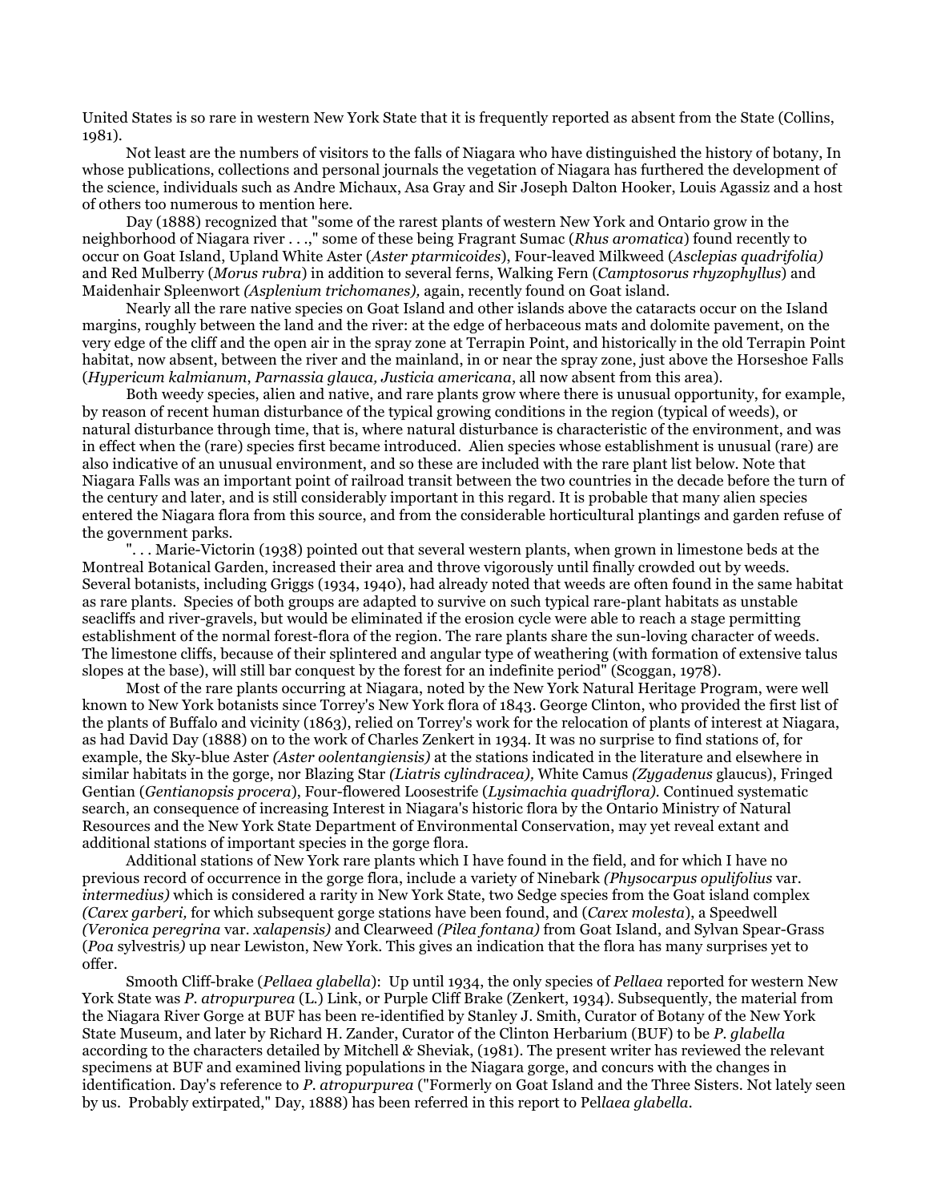United States is so rare in western New York State that it is frequently reported as absent from the State (Collins, 1981).

Not least are the numbers of visitors to the falls of Niagara who have distinguished the history of botany, In whose publications, collections and personal journals the vegetation of Niagara has furthered the development of the science, individuals such as Andre Michaux, Asa Gray and Sir Joseph Dalton Hooker, Louis Agassiz and a host of others too numerous to mention here.

Day (1888) recognized that "some of the rarest plants of western New York and Ontario grow in the neighborhood of Niagara river . . .," some of these being Fragrant Sumac (*Rhus aromatica*) found recently to occur on Goat Island, Upland White Aster (*Aster ptarmicoides*), Four-leaved Milkweed (*Asclepias quadrifolia)* and Red Mulberry (*Morus rubra*) in addition to several ferns, Walking Fern (*Camptosorus rhyzophyllus*) and Maidenhair Spleenwort *(Asplenium trichomanes),* again, recently found on Goat island.

Nearly all the rare native species on Goat Island and other islands above the cataracts occur on the Island margins, roughly between the land and the river: at the edge of herbaceous mats and dolomite pavement, on the very edge of the cliff and the open air in the spray zone at Terrapin Point, and historically in the old Terrapin Point habitat, now absent, between the river and the mainland, in or near the spray zone, just above the Horseshoe Falls (*Hypericum kalmianum*, *Parnassia glauca, Justicia americana*, all now absent from this area).

Both weedy species, alien and native, and rare plants grow where there is unusual opportunity, for example, by reason of recent human disturbance of the typical growing conditions in the region (typical of weeds), or natural disturbance through time, that is, where natural disturbance is characteristic of the environment, and was in effect when the (rare) species first became introduced. Alien species whose establishment is unusual (rare) are also indicative of an unusual environment, and so these are included with the rare plant list below. Note that Niagara Falls was an important point of railroad transit between the two countries in the decade before the turn of the century and later, and is still considerably important in this regard. It is probable that many alien species entered the Niagara flora from this source, and from the considerable horticultural plantings and garden refuse of the government parks.

". . . Marie-Victorin (1938) pointed out that several western plants, when grown in limestone beds at the Montreal Botanical Garden, increased their area and throve vigorously until finally crowded out by weeds. Several botanists, including Griggs (1934, 1940), had already noted that weeds are often found in the same habitat as rare plants. Species of both groups are adapted to survive on such typical rare-plant habitats as unstable seacliffs and river-gravels, but would be eliminated if the erosion cycle were able to reach a stage permitting establishment of the normal forest-flora of the region. The rare plants share the sun-loving character of weeds. The limestone cliffs, because of their splintered and angular type of weathering (with formation of extensive talus slopes at the base), will still bar conquest by the forest for an indefinite period" (Scoggan, 1978).

Most of the rare plants occurring at Niagara, noted by the New York Natural Heritage Program, were well known to New York botanists since Torrey's New York flora of 1843. George Clinton, who provided the first list of the plants of Buffalo and vicinity (1863), relied on Torrey's work for the relocation of plants of interest at Niagara, as had David Day (1888) on to the work of Charles Zenkert in 1934. It was no surprise to find stations of, for example, the Sky-blue Aster *(Aster oolentangiensis)* at the stations indicated in the literature and elsewhere in similar habitats in the gorge, nor Blazing Star *(Liatris cylindracea),* White Camus *(Zygadenus* glaucus), Fringed Gentian (*Gentianopsis procera*), Four-flowered Loosestrife (*Lysimachia quadriflora)*. Continued systematic search, an consequence of increasing Interest in Niagara's historic flora by the Ontario Ministry of Natural Resources and the New York State Department of Environmental Conservation, may yet reveal extant and additional stations of important species in the gorge flora.

Additional stations of New York rare plants which I have found in the field, and for which I have no previous record of occurrence in the gorge flora, include a variety of Ninebark *(Physocarpus opulifolius* var. *intermedius)* which is considered a rarity in New York State, two Sedge species from the Goat island complex *(Carex garberi,* for which subsequent gorge stations have been found, and (*Carex molesta*), a Speedwell *(Veronica peregrina* var. *xalapensis)* and Clearweed *(Pilea fontana)* from Goat Island, and Sylvan Spear-Grass (*Poa* sylvestris*)* up near Lewiston, New York. This gives an indication that the flora has many surprises yet to offer.

Smooth Cliff-brake (*Pellaea glabella*): Up until 1934, the only species of *Pellaea* reported for western New York State was *P. atropurpurea* (L.) Link, or Purple Cliff Brake (Zenkert, 1934). Subsequently, the material from the Niagara River Gorge at BUF has been re-identified by Stanley J. Smith, Curator of Botany of the New York State Museum, and later by Richard H. Zander, Curator of the Clinton Herbarium (BUF) to be *P. glabella* according to the characters detailed by Mitchell *&* Sheviak, (1981). The present writer has reviewed the relevant specimens at BUF and examined living populations in the Niagara gorge, and concurs with the changes in identification. Day's reference to *P. atropurpurea* ("Formerly on Goat Island and the Three Sisters. Not lately seen by us. Probably extirpated," Day, 1888) has been referred in this report to Pel*laea glabella*.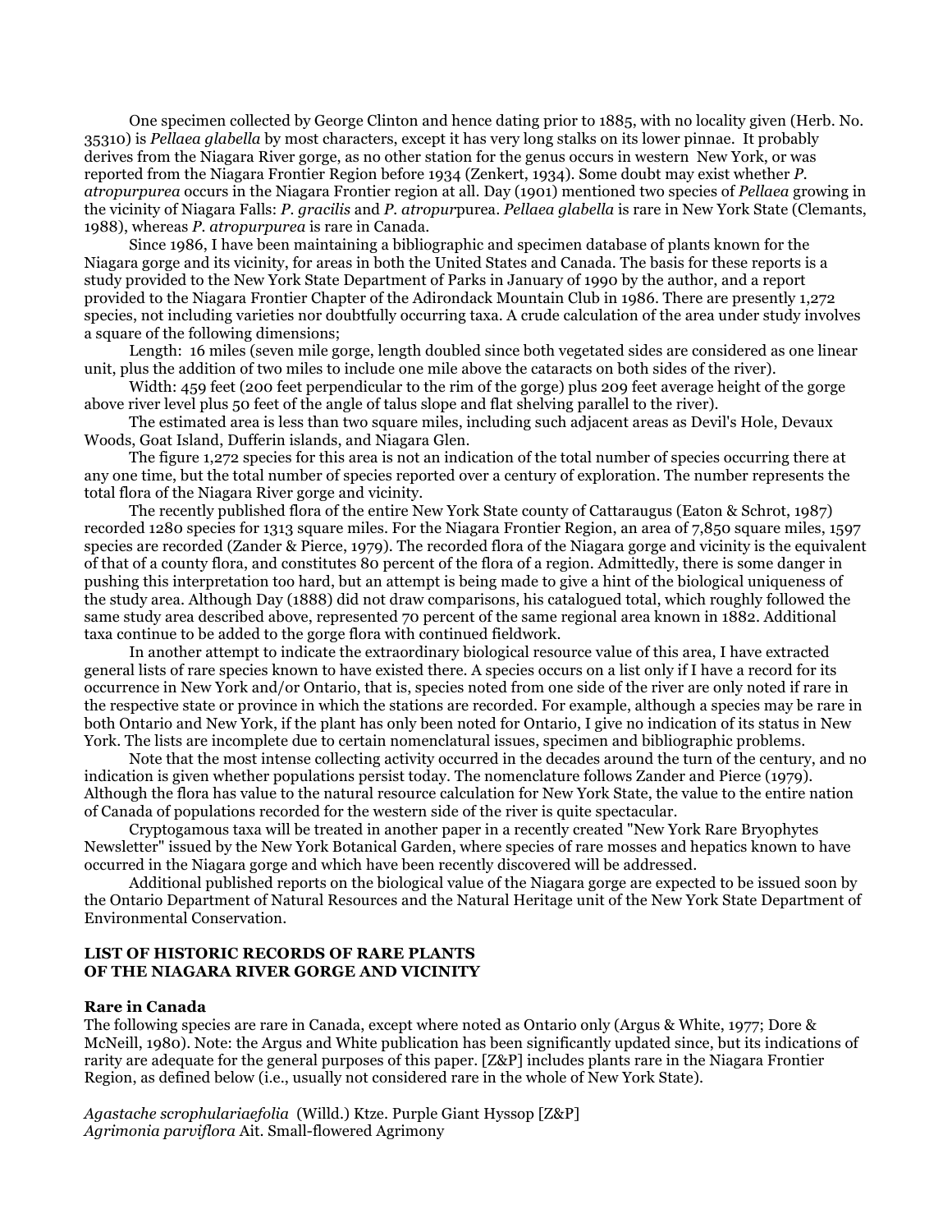One specimen collected by George Clinton and hence dating prior to 1885, with no locality given (Herb. No. 35310) is *Pellaea glabella* by most characters, except it has very long stalks on its lower pinnae. It probably derives from the Niagara River gorge, as no other station for the genus occurs in western New York, or was reported from the Niagara Frontier Region before 1934 (Zenkert, 1934). Some doubt may exist whether *P. atropurpurea* occurs in the Niagara Frontier region at all. Day (1901) mentioned two species of *Pellaea* growing in the vicinity of Niagara Falls: *P. gracilis* and *P. atropur*purea. *Pellaea glabella* is rare in New York State (Clemants, 1988), whereas *P. atropurpurea* is rare in Canada.

Since 1986, I have been maintaining a bibliographic and specimen database of plants known for the Niagara gorge and its vicinity, for areas in both the United States and Canada. The basis for these reports is a study provided to the New York State Department of Parks in January of 1990 by the author, and a report provided to the Niagara Frontier Chapter of the Adirondack Mountain Club in 1986. There are presently 1,272 species, not including varieties nor doubtfully occurring taxa. A crude calculation of the area under study involves a square of the following dimensions;

Length: 16 miles (seven mile gorge, length doubled since both vegetated sides are considered as one linear unit, plus the addition of two miles to include one mile above the cataracts on both sides of the river).

Width: 459 feet (200 feet perpendicular to the rim of the gorge) plus 209 feet average height of the gorge above river level plus 50 feet of the angle of talus slope and flat shelving parallel to the river).

The estimated area is less than two square miles, including such adjacent areas as Devil's Hole, Devaux Woods, Goat Island, Dufferin islands, and Niagara Glen.

The figure 1,272 species for this area is not an indication of the total number of species occurring there at any one time, but the total number of species reported over a century of exploration. The number represents the total flora of the Niagara River gorge and vicinity.

The recently published flora of the entire New York State county of Cattaraugus (Eaton & Schrot, 1987) recorded 1280 species for 1313 square miles. For the Niagara Frontier Region, an area of 7,850 square miles, 1597 species are recorded (Zander & Pierce, 1979). The recorded flora of the Niagara gorge and vicinity is the equivalent of that of a county flora, and constitutes 80 percent of the flora of a region. Admittedly, there is some danger in pushing this interpretation too hard, but an attempt is being made to give a hint of the biological uniqueness of the study area. Although Day (1888) did not draw comparisons, his catalogued total, which roughly followed the same study area described above, represented 70 percent of the same regional area known in 1882. Additional taxa continue to be added to the gorge flora with continued fieldwork.

In another attempt to indicate the extraordinary biological resource value of this area, I have extracted general lists of rare species known to have existed there. A species occurs on a list only if I have a record for its occurrence in New York and/or Ontario, that is, species noted from one side of the river are only noted if rare in the respective state or province in which the stations are recorded. For example, although a species may be rare in both Ontario and New York, if the plant has only been noted for Ontario, I give no indication of its status in New York. The lists are incomplete due to certain nomenclatural issues, specimen and bibliographic problems.

Note that the most intense collecting activity occurred in the decades around the turn of the century, and no indication is given whether populations persist today. The nomenclature follows Zander and Pierce (1979). Although the flora has value to the natural resource calculation for New York State, the value to the entire nation of Canada of populations recorded for the western side of the river is quite spectacular.

Cryptogamous taxa will be treated in another paper in a recently created "New York Rare Bryophytes Newsletter" issued by the New York Botanical Garden, where species of rare mosses and hepatics known to have occurred in the Niagara gorge and which have been recently discovered will be addressed.

Additional published reports on the biological value of the Niagara gorge are expected to be issued soon by the Ontario Department of Natural Resources and the Natural Heritage unit of the New York State Department of Environmental Conservation.

## LIST OF HISTORIC RECORDS OF RARE PLANTS OF THE NIAGARA RIVER GORGE AND VICINITY

### Rare in Canada

The following species are rare in Canada, except where noted as Ontario only (Argus & White, 1977; Dore & McNeill, 1980). Note: the Argus and White publication has been significantly updated since, but its indications of rarity are adequate for the general purposes of this paper. [Z&P] includes plants rare in the Niagara Frontier Region, as defined below (i.e., usually not considered rare in the whole of New York State).

*Agastache scrophulariaefolia* (Willd.) Ktze. Purple Giant Hyssop [Z&P]
*Agrimonia parviflora* Ait. Small-flowered Agrimony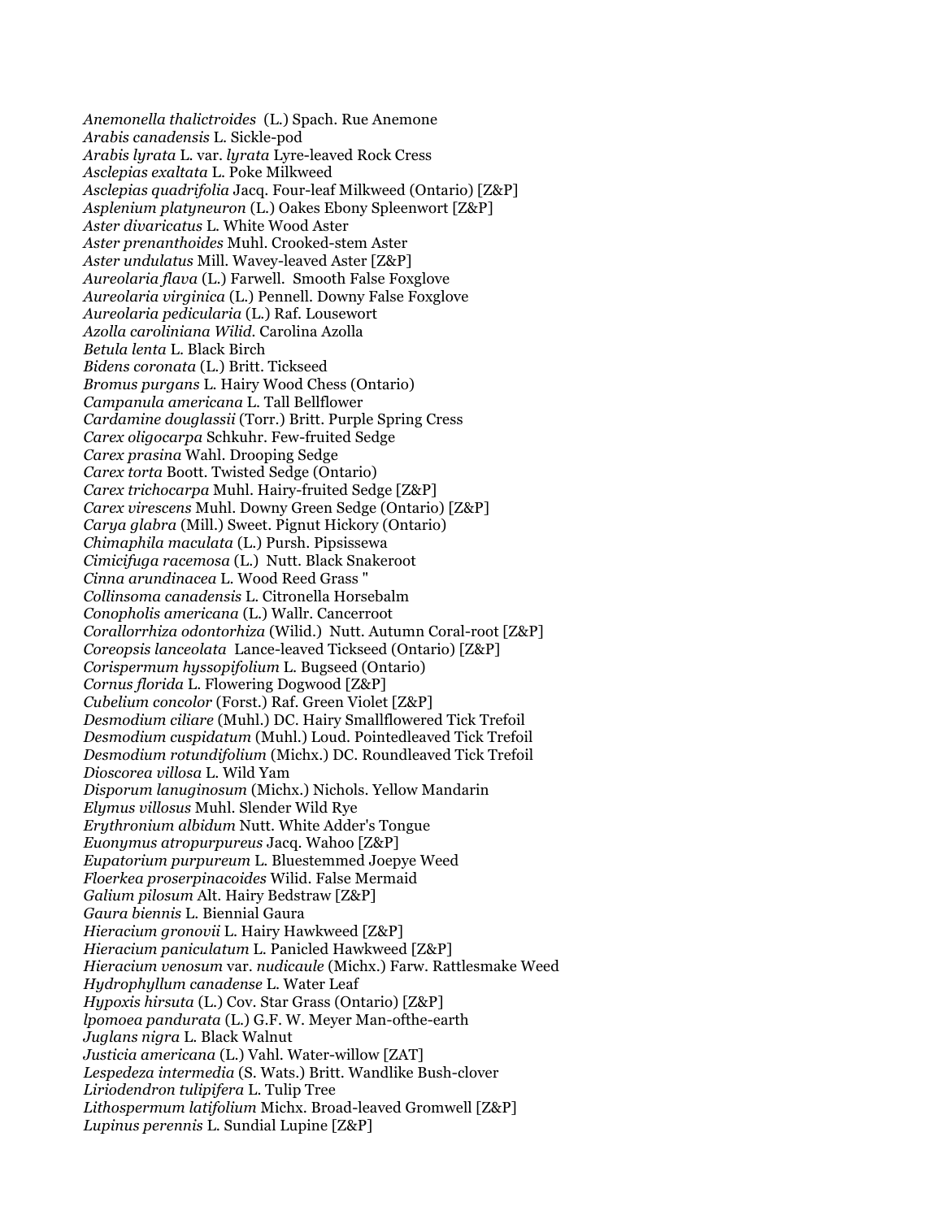*Anemonella thalictroides* (L.) Spach. Rue Anemone
*Arabis canadensis* L. Sickle-pod
*Arabis lyrata* L. var. *lyrata* Lyre-leaved Rock Cress
*Asclepias exaltata* L. Poke Milkweed
*Asclepias quadrifolia* Jacq. Four-leaf Milkweed (Ontario) [Z&P]
*Asplenium platyneuron* (L.) Oakes Ebony Spleenwort [Z&P]
*Aster divaricatus* L. White Wood Aster
*Aster prenanthoides* Muhl. Crooked-stem Aster
*Aster undulatus* Mill. Wavey-leaved Aster [Z&P]
*Aureolaria flava* (L.) Farwell. Smooth False Foxglove
*Aureolaria virginica* (L.) Pennell. Downy False Foxglove
*Aureolaria pedicularia* (L.) Raf. Lousewort
*Azolla caroliniana Wilid*. Carolina Azolla
*Betula lenta* L. Black Birch
*Bidens coronata* (L.) Britt. Tickseed
*Bromus purgans* L. Hairy Wood Chess (Ontario)
*Campanula americana* L. Tall Bellflower
*Cardamine douglassii* (Torr.) Britt. Purple Spring Cress
*Carex oligocarpa* Schkuhr. Few-fruited Sedge
*Carex prasina* Wahl. Drooping Sedge
*Carex torta* Boott. Twisted Sedge (Ontario)
*Carex trichocarpa* Muhl. Hairy-fruited Sedge [Z&P]
*Carex virescens* Muhl. Downy Green Sedge (Ontario) [Z&P]
*Carya glabra* (Mill.) Sweet. Pignut Hickory (Ontario)
*Chimaphila maculata* (L.) Pursh. Pipsissewa
*Cimicifuga racemosa* (L.) Nutt. Black Snakeroot
*Cinna arundinacea* L. Wood Reed Grass "
*Collinsoma canadensis* L. Citronella Horsebalm
*Conopholis americana* (L.) Wallr. Cancerroot
*Corallorrhiza odontorhiza* (Wilid.) Nutt. Autumn Coral-root [Z&P]
*Coreopsis lanceolata* Lance-leaved Tickseed (Ontario) [Z&P]
*Corispermum hyssopifolium* L. Bugseed (Ontario)
*Cornus florida* L. Flowering Dogwood [Z&P]
*Cubelium concolor* (Forst.) Raf. Green Violet [Z&P]
*Desmodium ciliare* (Muhl.) DC. Hairy Smallflowered Tick Trefoil
*Desmodium cuspidatum* (Muhl.) Loud. Pointedleaved Tick Trefoil
*Desmodium rotundifolium* (Michx.) DC. Roundleaved Tick Trefoil
*Dioscorea villosa* L. Wild Yam
*Disporum lanuginosum* (Michx.) Nichols. Yellow Mandarin
*Elymus villosus* Muhl. Slender Wild Rye
*Erythronium albidum* Nutt. White Adder's Tongue
*Euonymus atropurpureus* Jacq. Wahoo [Z&P]
*Eupatorium purpureum* L. Bluestemmed Joepye Weed
*Floerkea proserpinacoides* Wilid. False Mermaid
*Galium pilosum* Alt. Hairy Bedstraw [Z&P]
*Gaura biennis* L. Biennial Gaura
*Hieracium gronovii* L. Hairy Hawkweed [Z&P]
*Hieracium paniculatum* L. Panicled Hawkweed [Z&P]
*Hieracium venosum* var. *nudicaule* (Michx.) Farw. Rattlesmake Weed
*Hydrophyllum canadense* L. Water Leaf
*Hypoxis hirsuta* (L.) Cov. Star Grass (Ontario) [Z&P]
*lpomoea pandurata* (L.) G.F. W. Meyer Man-ofthe-earth
*Juglans nigra* L. Black Walnut
*Justicia americana* (L.) Vahl. Water-willow [ZAT]
*Lespedeza intermedia* (S. Wats.) Britt. Wandlike Bush-clover
*Liriodendron tulipifera* L. Tulip Tree
*Lithospermum latifolium* Michx. Broad-leaved Gromwell [Z&P]
*Lupinus perennis* L. Sundial Lupine [Z&P]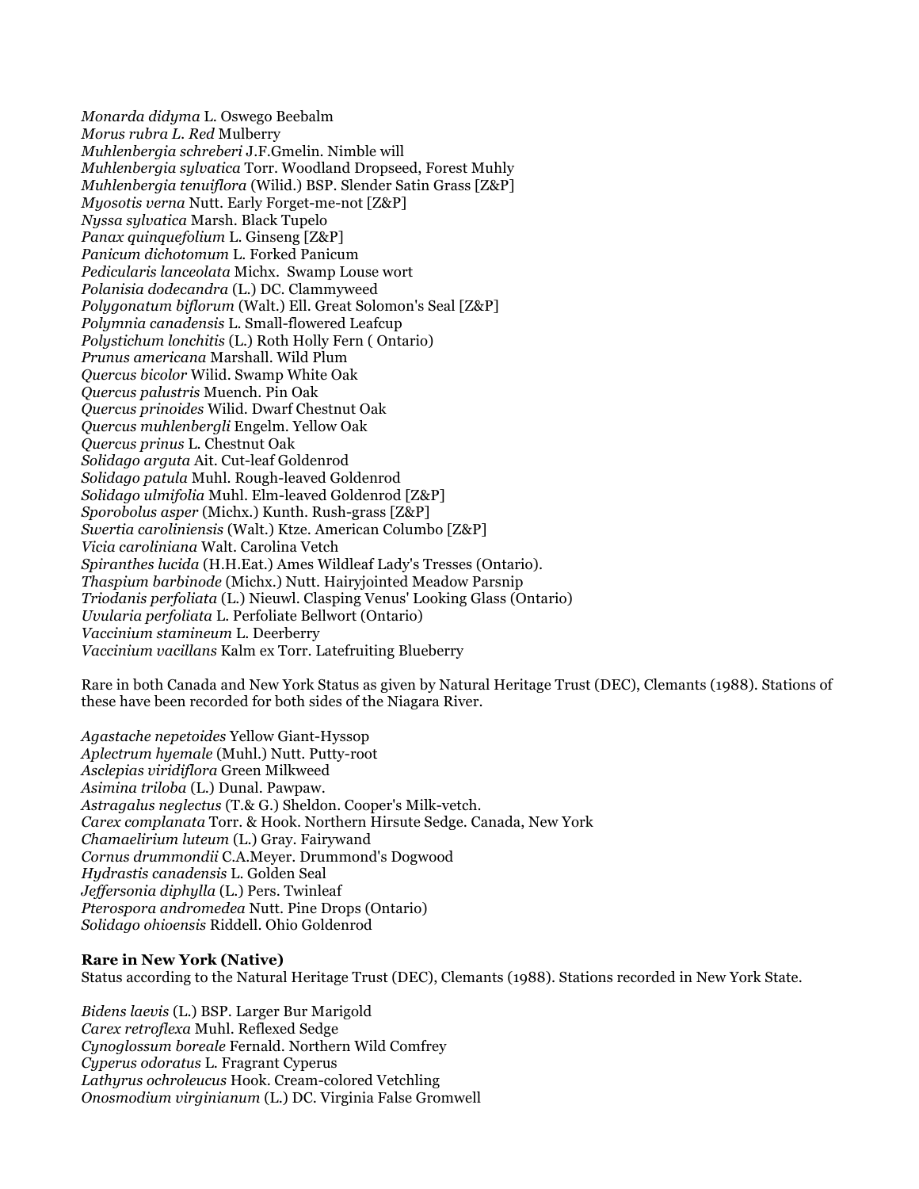*Monarda didyma* L. Oswego Beebalm
*Morus rubra L. Red* Mulberry
*Muhlenbergia schreberi* J.F.Gmelin. Nimble will
*Muhlenbergia sylvatica* Torr. Woodland Dropseed, Forest Muhly
*Muhlenbergia tenuiflora* (Wilid.) BSP. Slender Satin Grass [Z&P]
*Myosotis verna* Nutt. Early Forget-me-not [Z&P]
*Nyssa sylvatica* Marsh. Black Tupelo
*Panax quinquefolium* L. Ginseng [Z&P]
*Panicum dichotomum* L. Forked Panicum
*Pedicularis lanceolata* Michx. Swamp Louse wort
*Polanisia dodecandra* (L.) DC. Clammyweed
*Polygonatum biflorum* (Walt.) Ell. Great Solomon's Seal [Z&P]
*Polymnia canadensis* L. Small-flowered Leafcup
*Polystichum lonchitis* (L.) Roth Holly Fern ( Ontario)
*Prunus americana* Marshall. Wild Plum
*Quercus bicolor* Wilid. Swamp White Oak
*Quercus palustris* Muench. Pin Oak
*Quercus prinoides* Wilid. Dwarf Chestnut Oak
*Quercus muhlenbergli* Engelm. Yellow Oak
*Quercus prinus* L. Chestnut Oak
*Solidago arguta* Ait. Cut-leaf Goldenrod
*Solidago patula* Muhl. Rough-leaved Goldenrod
*Solidago ulmifolia* Muhl. Elm-leaved Goldenrod [Z&P]
*Sporobolus asper* (Michx.) Kunth. Rush-grass [Z&P]
*Swertia caroliniensis* (Walt.) Ktze. American Columbo [Z&P]
*Vicia caroliniana* Walt. Carolina Vetch
*Spiranthes lucida* (H.H.Eat.) Ames Wildleaf Lady's Tresses (Ontario).
*Thaspium barbinode* (Michx.) Nutt. Hairyjointed Meadow Parsnip
*Triodanis perfoliata* (L.) Nieuwl. Clasping Venus' Looking Glass (Ontario)
*Uvularia perfoliata* L. Perfoliate Bellwort (Ontario)
*Vaccinium stamineum* L. Deerberry
*Vaccinium vacillans* Kalm ex Torr. Latefruiting Blueberry

Rare in both Canada and New York Status as given by Natural Heritage Trust (DEC), Clemants (1988). Stations of these have been recorded for both sides of the Niagara River.

*Agastache nepetoides* Yellow Giant-Hyssop
*Aplectrum hyemale* (Muhl.) Nutt. Putty-root
*Asclepias viridiflora* Green Milkweed
*Asimina triloba* (L.) Dunal. Pawpaw.
*Astragalus neglectus* (T.& G.) Sheldon. Cooper's Milk-vetch.
*Carex complanata* Torr. & Hook. Northern Hirsute Sedge. Canada, New York
*Chamaelirium luteum* (L.) Gray. Fairywand
*Cornus drummondii* C.A.Meyer. Drummond's Dogwood
*Hydrastis canadensis* L. Golden Seal
*Jeffersonia diphylla* (L.) Pers. Twinleaf
*Pterospora andromedea* Nutt. Pine Drops (Ontario)
*Solidago ohioensis* Riddell. Ohio Goldenrod

**Rare in New York (Native)**
Status according to the Natural Heritage Trust (DEC), Clemants (1988). Stations recorded in New York State.

*Bidens laevis* (L.) BSP. Larger Bur Marigold
*Carex retroflexa* Muhl. Reflexed Sedge
*Cynoglossum boreale* Fernald. Northern Wild Comfrey
*Cyperus odoratus* L. Fragrant Cyperus
*Lathyrus ochroleucus* Hook. Cream-colored Vetchling
*Onosmodium virginianum* (L.) DC. Virginia False Gromwell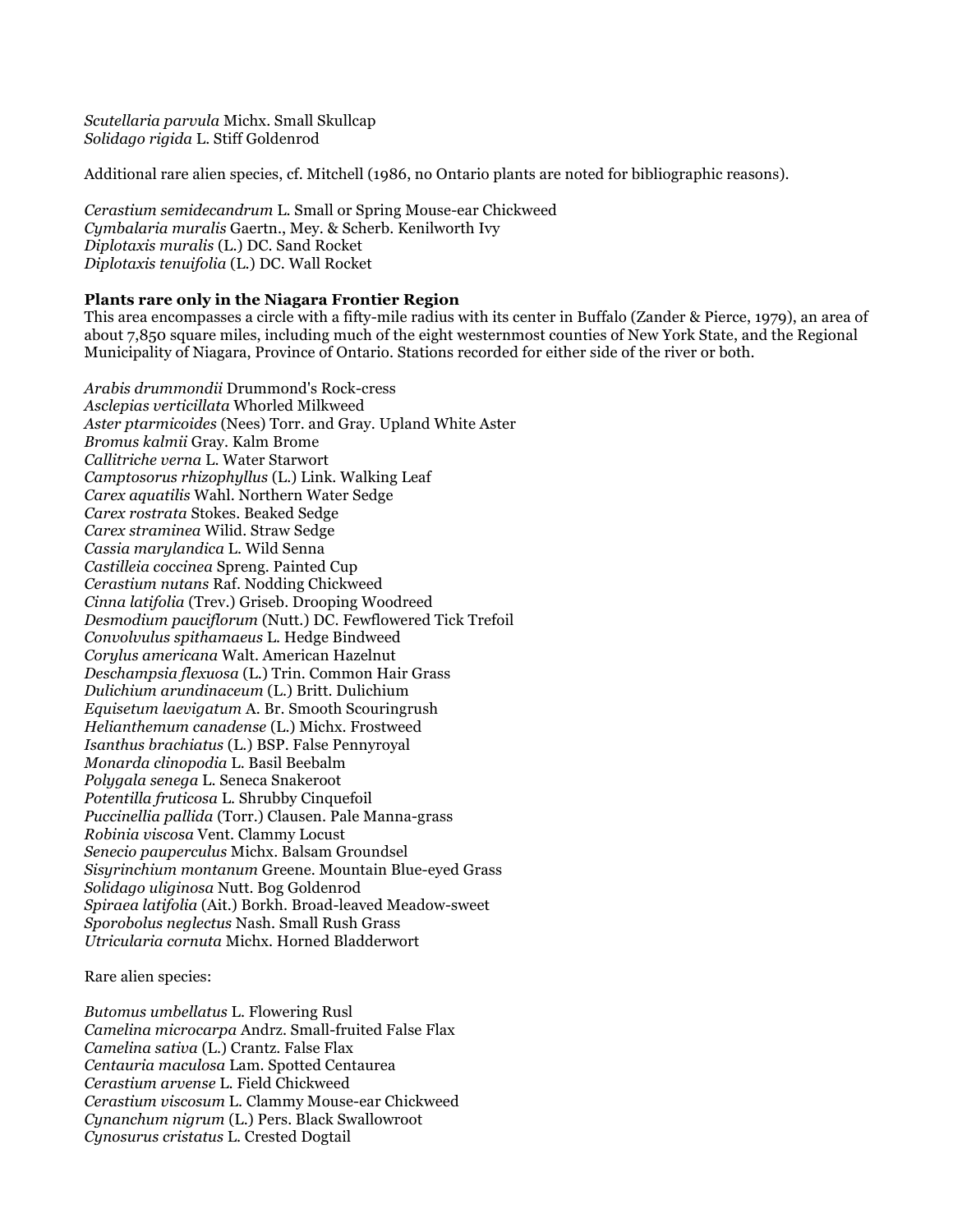*Scutellaria parvula* Michx. Small Skullcap
*Solidago rigida* L. Stiff Goldenrod

Additional rare alien species, cf. Mitchell (1986, no Ontario plants are noted for bibliographic reasons).

*Cerastium semidecandrum* L. Small or Spring Mouse-ear Chickweed
*Cymbalaria muralis* Gaertn., Mey. & Scherb. Kenilworth Ivy
*Diplotaxis muralis* (L.) DC. Sand Rocket
*Diplotaxis tenuifolia* (L.) DC. Wall Rocket

**Plants rare only in the Niagara Frontier Region**
This area encompasses a circle with a fifty-mile radius with its center in Buffalo (Zander & Pierce, 1979), an area of about 7,850 square miles, including much of the eight westernmost counties of New York State, and the Regional Municipality of Niagara, Province of Ontario. Stations recorded for either side of the river or both.

*Arabis drummondii* Drummond's Rock-cress
*Asclepias verticillata* Whorled Milkweed
*Aster ptarmicoides* (Nees) Torr. and Gray. Upland White Aster
*Bromus kalmii* Gray. Kalm Brome
*Callitriche verna* L. Water Starwort
*Camptosorus rhizophyllus* (L.) Link. Walking Leaf
*Carex aquatilis* Wahl. Northern Water Sedge
*Carex rostrata* Stokes. Beaked Sedge
*Carex straminea* Wilid. Straw Sedge
*Cassia marylandica* L. Wild Senna
*Castilleia coccinea* Spreng. Painted Cup
*Cerastium nutans* Raf. Nodding Chickweed
*Cinna latifolia* (Trev.) Griseb. Drooping Woodreed
*Desmodium pauciflorum* (Nutt.) DC. Fewflowered Tick Trefoil
*Convolvulus spithamaeus* L. Hedge Bindweed
*Corylus americana* Walt. American Hazelnut
*Deschampsia flexuosa* (L.) Trin. Common Hair Grass
*Dulichium arundinaceum* (L.) Britt. Dulichium
*Equisetum laevigatum* A. Br. Smooth Scouringrush
*Helianthemum canadense* (L.) Michx. Frostweed
*Isanthus brachiatus* (L.) BSP. False Pennyroyal
*Monarda clinopodia* L. Basil Beebalm
*Polygala senega* L. Seneca Snakeroot
*Potentilla fruticosa* L. Shrubby Cinquefoil
*Puccinellia pallida* (Torr.) Clausen. Pale Manna-grass
*Robinia viscosa* Vent. Clammy Locust
*Senecio pauperculus* Michx. Balsam Groundsel
*Sisyrinchium montanum* Greene. Mountain Blue-eyed Grass
*Solidago uliginosa* Nutt. Bog Goldenrod
*Spiraea latifolia* (Ait.) Borkh. Broad-leaved Meadow-sweet
*Sporobolus neglectus* Nash. Small Rush Grass
*Utricularia cornuta* Michx. Horned Bladderwort

Rare alien species:

*Butomus umbellatus* L. Flowering Rusl
*Camelina microcarpa* Andrz. Small-fruited False Flax
*Camelina sativa* (L.) Crantz. False Flax
*Centauria maculosa* Lam. Spotted Centaurea
*Cerastium arvense* L. Field Chickweed
*Cerastium viscosum* L. Clammy Mouse-ear Chickweed
*Cynanchum nigrum* (L.) Pers. Black Swallowroot
*Cynosurus cristatus* L. Crested Dogtail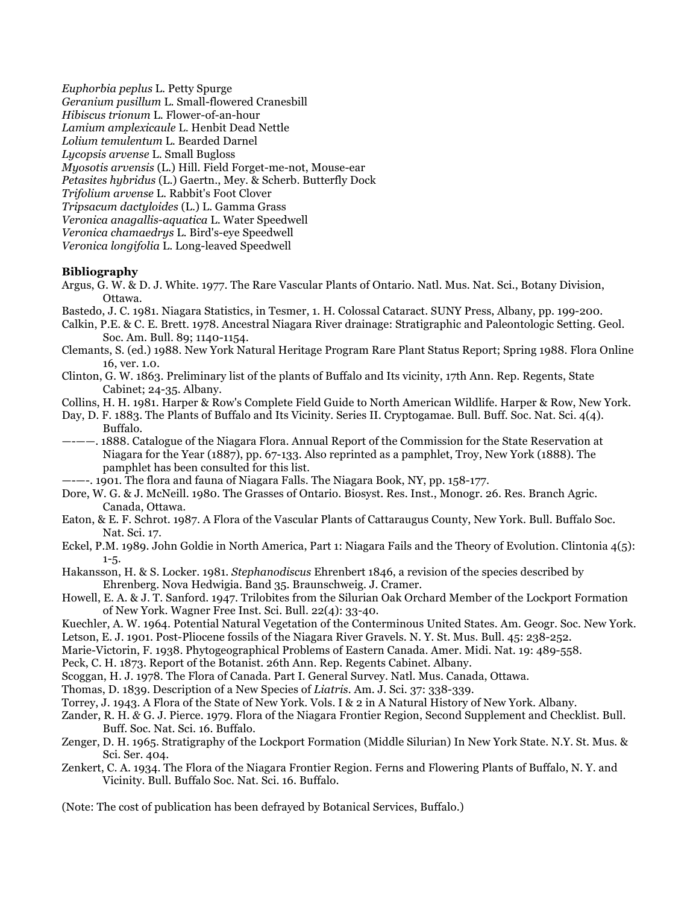*Euphorbia peplus* L. Petty Spurge
*Geranium pusillum* L. Small-flowered Cranesbill
*Hibiscus trionum* L. Flower-of-an-hour
*Lamium amplexicaule* L. Henbit Dead Nettle
*Lolium temulentum* L. Bearded Darnel
*Lycopsis arvense* L. Small Bugloss
*Myosotis arvensis* (L.) Hill. Field Forget-me-not, Mouse-ear
*Petasites hybridus* (L.) Gaertn., Mey. & Scherb. Butterfly Dock
*Trifolium arvense* L. Rabbit's Foot Clover
*Tripsacum dactyloides* (L.) L. Gamma Grass
*Veronica anagallis-aquatica* L. Water Speedwell
*Veronica chamaedrys* L. Bird's-eye Speedwell
*Veronica longifolia* L. Long-leaved Speedwell

**Bibliography**

Argus, G. W. & D. J. White. 1977. The Rare Vascular Plants of Ontario. Natl. Mus. Nat. Sci., Botany Division, Ottawa.

Bastedo, J. C. 1981. Niagara Statistics, in Tesmer, 1. H. Colossal Cataract. SUNY Press, Albany, pp. 199-200.

Calkin, P.E. & C. E. Brett. 1978. Ancestral Niagara River drainage: Stratigraphic and Paleontologic Setting. Geol. Soc. Am. Bull. 89; 1140-1154.

Clemants, S. (ed.) 1988. New York Natural Heritage Program Rare Plant Status Report; Spring 1988. Flora Online 16, ver. 1.0.

Clinton, G. W. 1863. Preliminary list of the plants of Buffalo and Its vicinity, 17th Ann. Rep. Regents, State Cabinet; 24-35. Albany.

Collins, H. H. 1981. Harper & Row's Complete Field Guide to North American Wildlife. Harper & Row, New York.

Day, D. F. 1883. The Plants of Buffalo and Its Vicinity. Series II. Cryptogamae. Bull. Buff. Soc. Nat. Sci. 4(4). Buffalo.

—-——. 1888. Catalogue of the Niagara Flora. Annual Report of the Commission for the State Reservation at Niagara for the Year (1887), pp. 67-133. Also reprinted as a pamphlet, Troy, New York (1888). The pamphlet has been consulted for this list.

—-—-. 1901. The flora and fauna of Niagara Falls. The Niagara Book, NY, pp. 158-177.

Dore, W. G. & J. McNeill. 1980. The Grasses of Ontario. Biosyst. Res. Inst., Monogr. 26. Res. Branch Agric. Canada, Ottawa.

Eaton, & E. F. Schrot. 1987. A Flora of the Vascular Plants of Cattaraugus County, New York. Bull. Buffalo Soc. Nat. Sci. 17.

Eckel, P.M. 1989. John Goldie in North America, Part 1: Niagara Fails and the Theory of Evolution. Clintonia 4(5): 1-5.

Hakansson, H. & S. Locker. 1981. *Stephanodiscus* Ehrenbert 1846, a revision of the species described by Ehrenberg. Nova Hedwigia. Band 35. Braunschweig. J. Cramer.

Howell, E. A. & J. T. Sanford. 1947. Trilobites from the Silurian Oak Orchard Member of the Lockport Formation of New York. Wagner Free Inst. Sci. Bull. 22(4): 33-40.

Kuechler, A. W. 1964. Potential Natural Vegetation of the Conterminous United States. Am. Geogr. Soc. New York.

Letson, E. J. 1901. Post-Pliocene fossils of the Niagara River Gravels. N. Y. St. Mus. Bull. 45: 238-252.

Marie-Victorin, F. 1938. Phytogeographical Problems of Eastern Canada. Amer. Midi. Nat. 19: 489-558.

Peck, C. H. 1873. Report of the Botanist. 26th Ann. Rep. Regents Cabinet. Albany.

Scoggan, H. J. 1978. The Flora of Canada. Part I. General Survey. Natl. Mus. Canada, Ottawa.

Thomas, D. 1839. Description of a New Species of *Liatris*. Am. J. Sci. 37: 338-339.

Torrey, J. 1943. A Flora of the State of New York. Vols. I & 2 in A Natural History of New York. Albany.

Zander, R. H. & G. J. Pierce. 1979. Flora of the Niagara Frontier Region, Second Supplement and Checklist. Bull. Buff. Soc. Nat. Sci. 16. Buffalo.

Zenger, D. H. 1965. Stratigraphy of the Lockport Formation (Middle Silurian) In New York State. N.Y. St. Mus. & Sci. Ser. 404.

Zenkert, C. A. 1934. The Flora of the Niagara Frontier Region. Ferns and Flowering Plants of Buffalo, N. Y. and Vicinity. Bull. Buffalo Soc. Nat. Sci. 16. Buffalo.

(Note: The cost of publication has been defrayed by Botanical Services, Buffalo.)